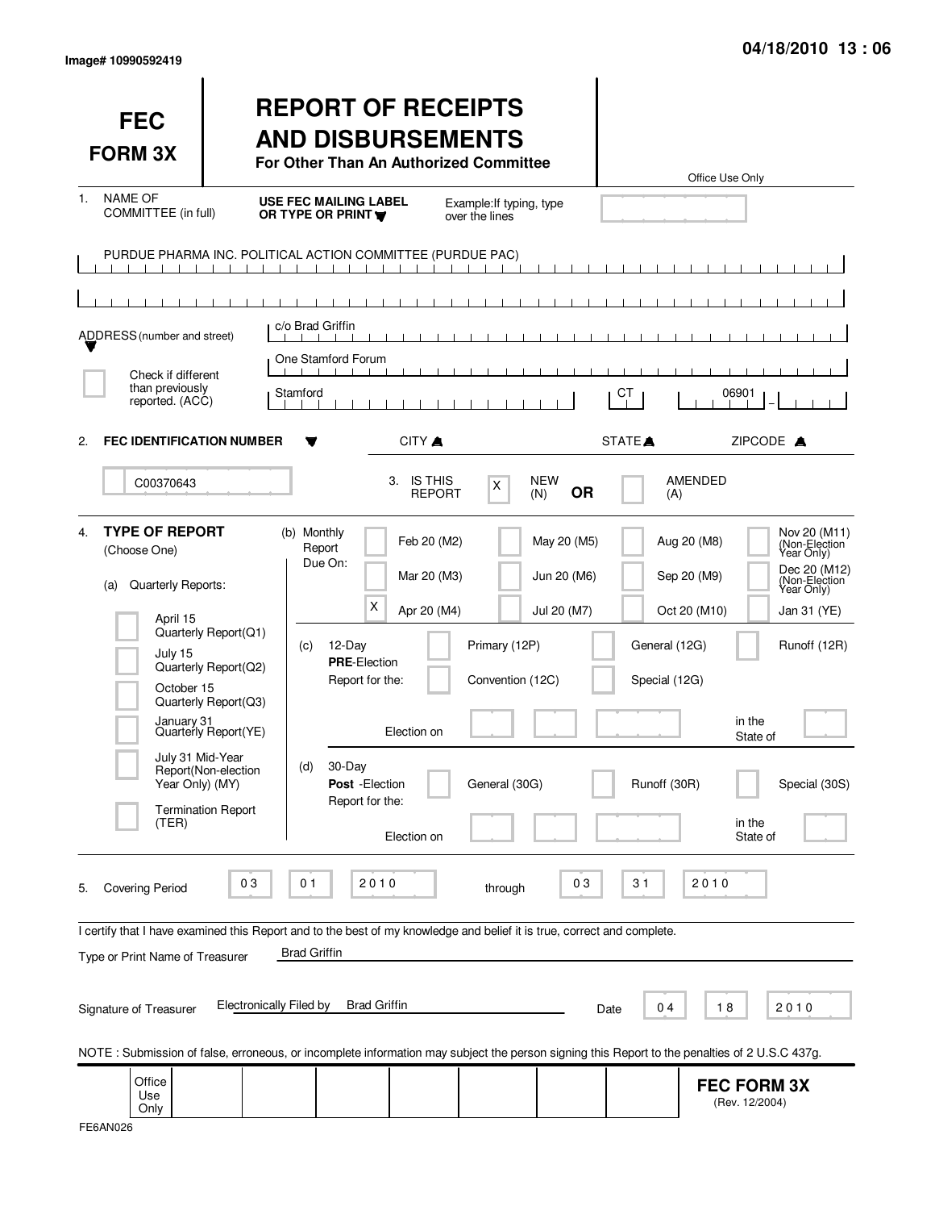Image# 10990592419

04/18/2010 13 : 06

# FEC FORM 3X

# REPORT OF RECEIPTS AND DISBURSEMENTS

**For Other Than An Authorized Committee**

Office Use Only

1. NAME OF COMMITTEE (in full) — **USE FEC MAILING LABEL OR TYPE OR PRINT** — Example: If typing, type over the lines

PURDUE PHARMA INC. POLITICAL ACTION COMMITTEE (PURDUE PAC)

ADDRESS (number and street)

c/o Brad Griffin

One Stamford Forum

☐ Check if different than previously reported. (ACC)

| CITY | STATE | ZIPCODE |
|---|---|---|
| Stamford | CT | 06901 |

2. **FEC IDENTIFICATION NUMBER**: C00370643

3. IS THIS REPORT: [X] NEW (N) **OR** [ ] AMENDED (A)

4. **TYPE OF REPORT** (Choose One)

(a) Quarterly Reports:

- [ ] April 15 Quarterly Report (Q1)
- [ ] July 15 Quarterly Report (Q2)
- [ ] October 15 Quarterly Report (Q3)
- [ ] January 31 Quarterly Report (YE)
- [ ] July 31 Mid-Year Report (Non-election Year Only) (MY)
- [ ] Termination Report (TER)

(b) Monthly Report Due On:

- [ ] Feb 20 (M2)
- [ ] Mar 20 (M3)
- [X] Apr 20 (M4)
- [ ] May 20 (M5)
- [ ] Jun 20 (M6)
- [ ] Jul 20 (M7)
- [ ] Aug 20 (M8)
- [ ] Sep 20 (M9)
- [ ] Oct 20 (M10)
- [ ] Nov 20 (M11) (Non-Election Year Only)
- [ ] Dec 20 (M12) (Non-Election Year Only)
- [ ] Jan 31 (YE)

(c) 12-Day **PRE**-Election Report for the:

- [ ] Primary (12P)
- [ ] General (12G)
- [ ] Runoff (12R)
- [ ] Convention (12C)
- [ ] Special (12G)

Election on ______ in the State of ______

(d) 30-Day **Post**-Election Report for the:

- [ ] General (30G)
- [ ] Runoff (30R)
- [ ] Special (30S)

Election on ______ in the State of ______

5. Covering Period 03 01 2010 through 03 31 2010

I certify that I have examined this Report and to the best of my knowledge and belief it is true, correct and complete.

Type or Print Name of Treasurer: Brad Griffin

Signature of Treasurer: Electronically Filed by Brad Griffin — Date 04 18 2010

NOTE : Submission of false, erroneous, or incomplete information may subject the person signing this Report to the penalties of 2 U.S.C 437g.

Office Use Only

**FEC FORM 3X** (Rev. 12/2004)

FE6AN026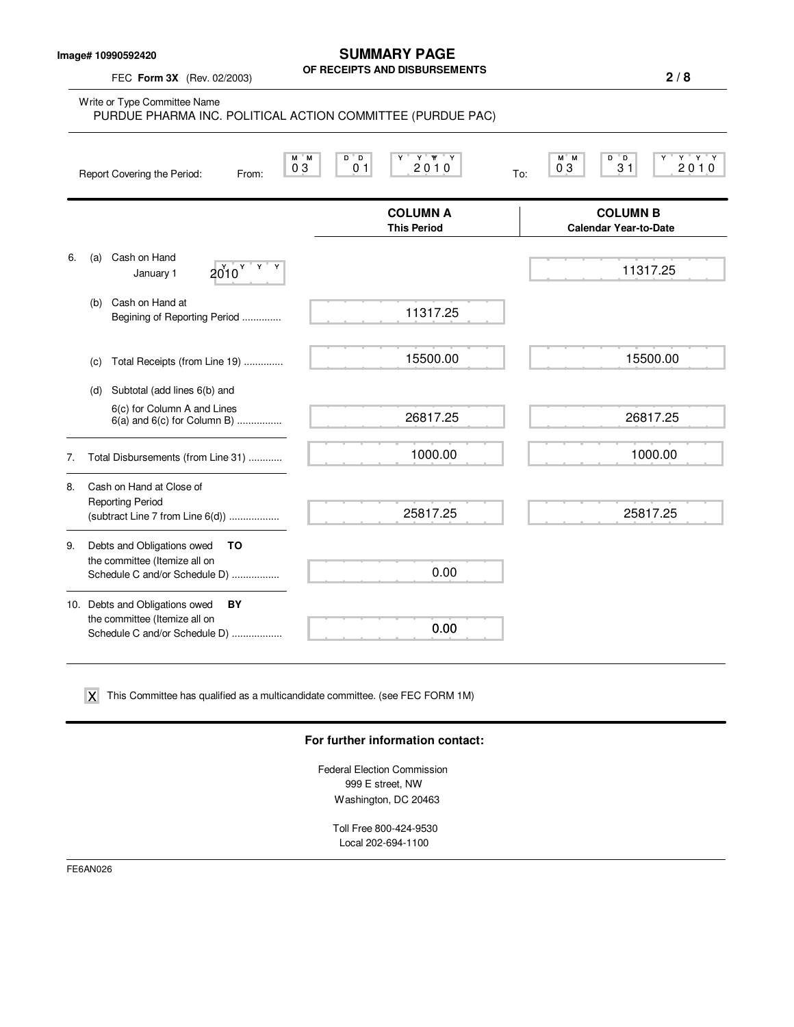Image# 10990592420

# SUMMARY PAGE
## OF RECEIPTS AND DISBURSEMENTS

FEC **Form 3X** (Rev. 02/2003)

Write or Type Committee Name
PURDUE PHARMA INC. POLITICAL ACTION COMMITTEE (PURDUE PAC)

Report Covering the Period: From: 03 01 2010 To: 03 31 2010

| | COLUMN A This Period | COLUMN B Calendar Year-to-Date |
|---|---|---|
| 6. (a) Cash on Hand January 1 2010 | | 11317.25 |
| (b) Cash on Hand at Begining of Reporting Period .............. | 11317.25 | |
| (c) Total Receipts (from Line 19) .............. | 15500.00 | 15500.00 |
| (d) Subtotal (add lines 6(b) and 6(c) for Column A and Lines 6(a) and 6(c) for Column B) ................ | 26817.25 | 26817.25 |
| 7. Total Disbursements (from Line 31) ............ | 1000.00 | 1000.00 |
| 8. Cash on Hand at Close of Reporting Period (subtract Line 7 from Line 6(d)) .................. | 25817.25 | 25817.25 |
| 9. Debts and Obligations owed **TO** the committee (Itemize all on Schedule C and/or Schedule D) ................ | 0.00 | |
| 10. Debts and Obligations owed **BY** the committee (Itemize all on Schedule C and/or Schedule D) .................. | 0.00 | |

X This Committee has qualified as a multicandidate committee. (see FEC FORM 1M)

**For further information contact:**

Federal Election Commission
999 E street, NW
Washington, DC 20463

Toll Free 800-424-9530
Local 202-694-1100

FE6AN026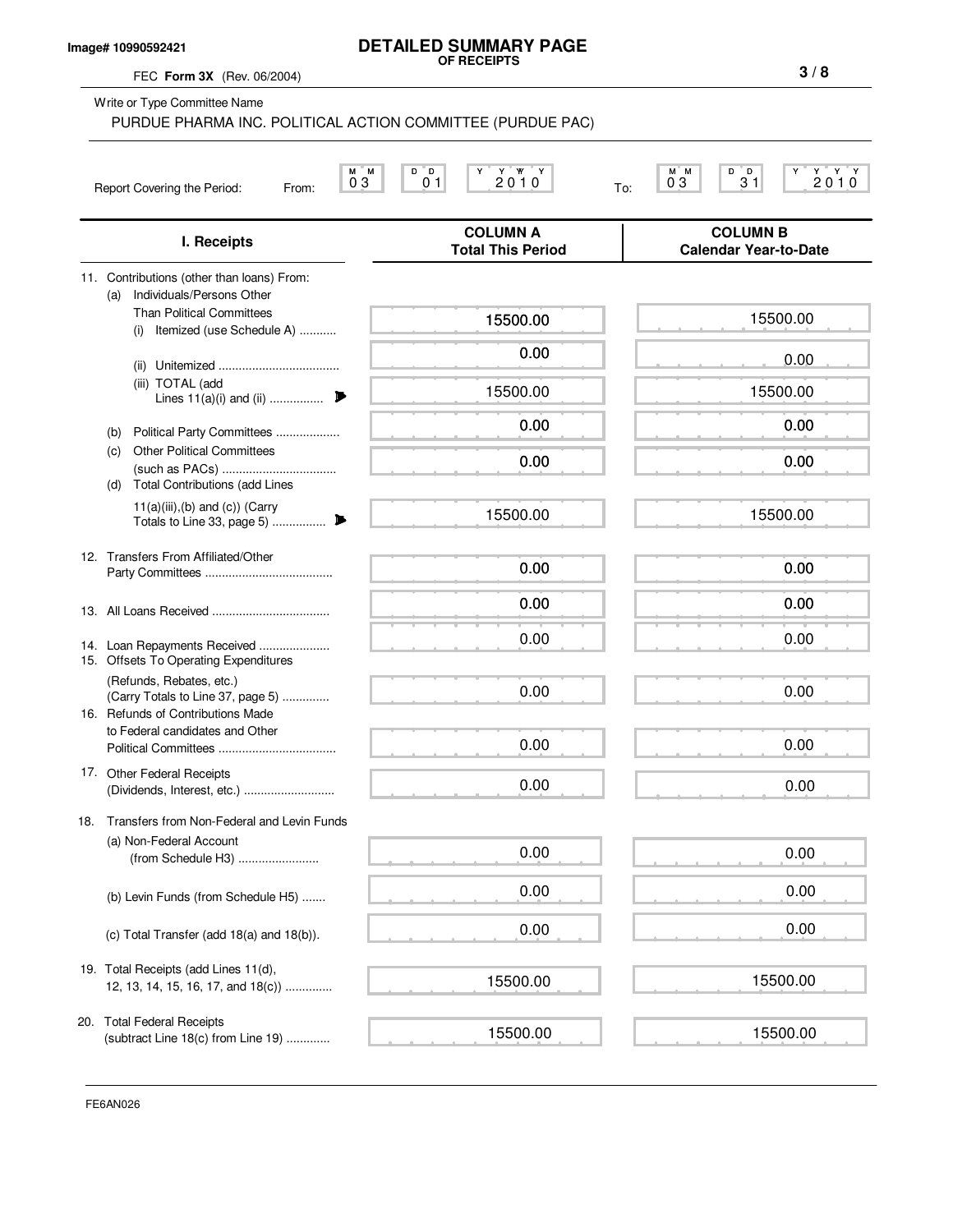Image# 10990592421

# DETAILED SUMMARY PAGE
**OF RECEIPTS**

FEC **Form 3X** (Rev. 06/2004)

Write or Type Committee Name

PURDUE PHARMA INC. POLITICAL ACTION COMMITTEE (PURDUE PAC)

Report Covering the Period: From: 03 01 2010 To: 03 31 2010

| I. Receipts | COLUMN A Total This Period | COLUMN B Calendar Year-to-Date |
|---|---|---|
| 11. Contributions (other than loans) From: | | |
| (a) Individuals/Persons Other Than Political Committees | | |
| (i) Itemized (use Schedule A) ........... | 15500.00 | 15500.00 |
| (ii) Unitemized .................................... | 0.00 | 0.00 |
| (iii) TOTAL (add Lines 11(a)(i) and (ii) ................ | 15500.00 | 15500.00 |
| (b) Political Party Committees ................... | 0.00 | 0.00 |
| (c) Other Political Committees (such as PACs) .................................. | 0.00 | 0.00 |
| (d) Total Contributions (add Lines 11(a)(iii),(b) and (c)) (Carry Totals to Line 33, page 5) ................ | 15500.00 | 15500.00 |
| 12. Transfers From Affiliated/Other Party Committees ...................................... | 0.00 | 0.00 |
| 13. All Loans Received ................................... | 0.00 | 0.00 |
| 14. Loan Repayments Received ..................... | 0.00 | 0.00 |
| 15. Offsets To Operating Expenditures (Refunds, Rebates, etc.) (Carry Totals to Line 37, page 5) .............. | 0.00 | 0.00 |
| 16. Refunds of Contributions Made to Federal candidates and Other Political Committees ................................... | 0.00 | 0.00 |
| 17. Other Federal Receipts (Dividends, Interest, etc.) ........................... | 0.00 | 0.00 |
| 18. Transfers from Non-Federal and Levin Funds | | |
| (a) Non-Federal Account (from Schedule H3) ........................ | 0.00 | 0.00 |
| (b) Levin Funds (from Schedule H5) ....... | 0.00 | 0.00 |
| (c) Total Transfer (add 18(a) and 18(b)). | 0.00 | 0.00 |
| 19. Total Receipts (add Lines 11(d), 12, 13, 14, 15, 16, 17, and 18(c)) .............. | 15500.00 | 15500.00 |
| 20. Total Federal Receipts (subtract Line 18(c) from Line 19) ............. | 15500.00 | 15500.00 |

FE6AN026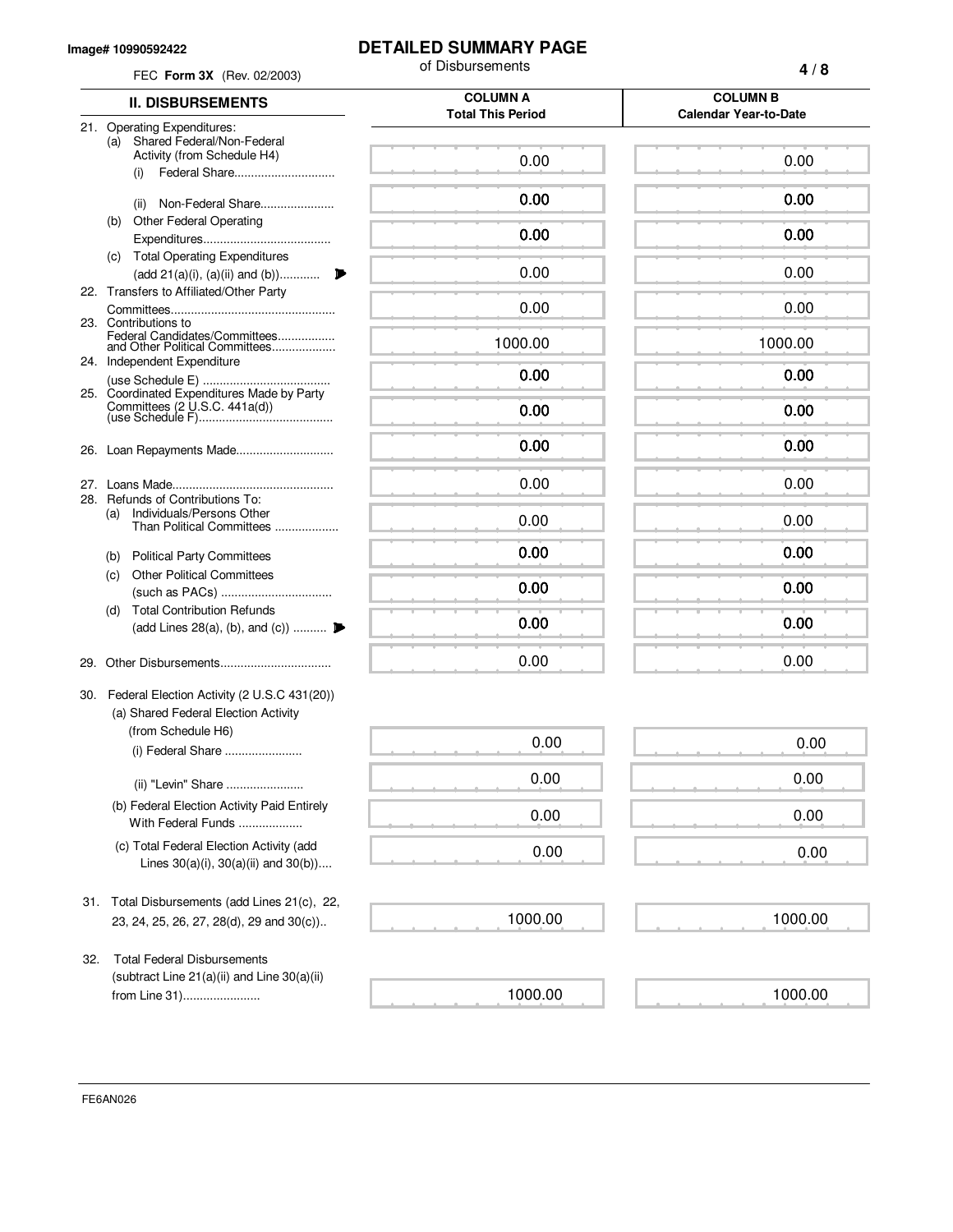Image# 10990592422

# DETAILED SUMMARY PAGE

of Disbursements

FEC **Form 3X** (Rev. 02/2003)

| II. DISBURSEMENTS | COLUMN A Total This Period | COLUMN B Calendar Year-to-Date |
|---|---|---|
| 21. Operating Expenditures: | | |
| (a) Shared Federal/Non-Federal Activity (from Schedule H4) (i) Federal Share | 0.00 | 0.00 |
| (ii) Non-Federal Share | 0.00 | 0.00 |
| (b) Other Federal Operating Expenditures | 0.00 | 0.00 |
| (c) Total Operating Expenditures (add 21(a)(i), (a)(ii) and (b)) | 0.00 | 0.00 |
| 22. Transfers to Affiliated/Other Party Committees | 0.00 | 0.00 |
| 23. Contributions to Federal Candidates/Committees and Other Political Committees | 1000.00 | 1000.00 |
| 24. Independent Expenditure (use Schedule E) | 0.00 | 0.00 |
| 25. Coordinated Expenditures Made by Party Committees (2 U.S.C. 441a(d)) (use Schedule F) | 0.00 | 0.00 |
| 26. Loan Repayments Made | 0.00 | 0.00 |
| 27. Loans Made | 0.00 | 0.00 |
| 28. Refunds of Contributions To: | | |
| (a) Individuals/Persons Other Than Political Committees | 0.00 | 0.00 |
| (b) Political Party Committees | 0.00 | 0.00 |
| (c) Other Political Committees (such as PACs) | 0.00 | 0.00 |
| (d) Total Contribution Refunds (add Lines 28(a), (b), and (c)) | 0.00 | 0.00 |
| 29. Other Disbursements | 0.00 | 0.00 |
| 30. Federal Election Activity (2 U.S.C 431(20)) | | |
| (a) Shared Federal Election Activity (from Schedule H6) (i) Federal Share | 0.00 | 0.00 |
| (ii) "Levin" Share | 0.00 | 0.00 |
| (b) Federal Election Activity Paid Entirely With Federal Funds | 0.00 | 0.00 |
| (c) Total Federal Election Activity (add Lines 30(a)(i), 30(a)(ii) and 30(b)) | 0.00 | 0.00 |
| 31. Total Disbursements (add Lines 21(c), 22, 23, 24, 25, 26, 27, 28(d), 29 and 30(c)) | 1000.00 | 1000.00 |
| 32. Total Federal Disbursements (subtract Line 21(a)(ii) and Line 30(a)(ii) from Line 31) | 1000.00 | 1000.00 |

FE6AN026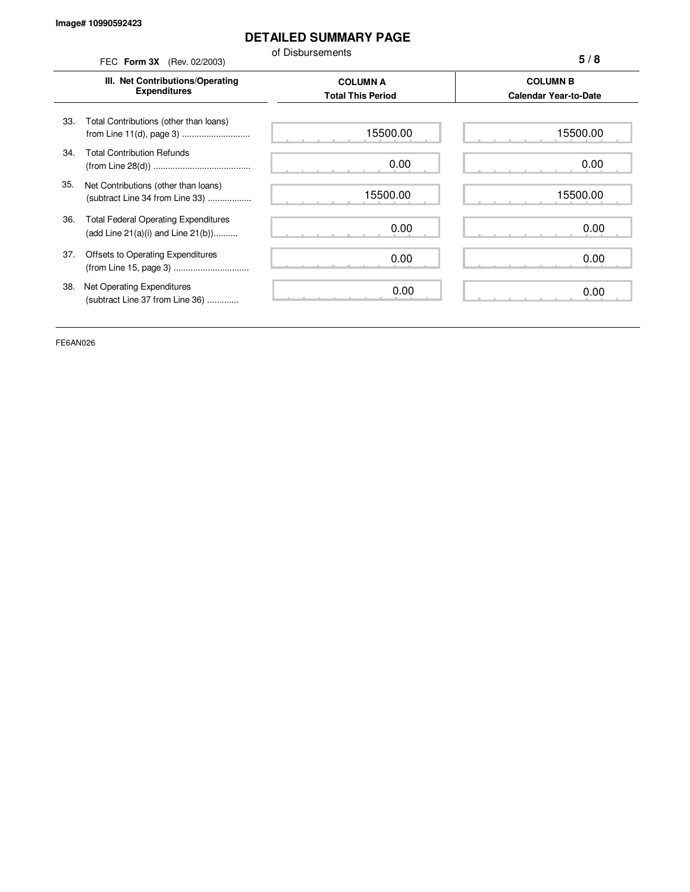Image# 10990592423

# DETAILED SUMMARY PAGE

of Disbursements

FEC **Form 3X** (Rev. 02/2003)

| III. Net Contributions/Operating Expenditures | COLUMN A Total This Period | COLUMN B Calendar Year-to-Date |
|---|---|---|
| 33. Total Contributions (other than loans) from Line 11(d), page 3) ............................ | 15500.00 | 15500.00 |
| 34. Total Contribution Refunds (from Line 28(d)) ........................................ | 0.00 | 0.00 |
| 35. Net Contributions (other than loans) (subtract Line 34 from Line 33) .................. | 15500.00 | 15500.00 |
| 36. Total Federal Operating Expenditures (add Line 21(a)(i) and Line 21(b)).......... | 0.00 | 0.00 |
| 37. Offsets to Operating Expenditures (from Line 15, page 3) ............................... | 0.00 | 0.00 |
| 38. Net Operating Expenditures (subtract Line 37 from Line 36) ............ | 0.00 | 0.00 |

FE6AN026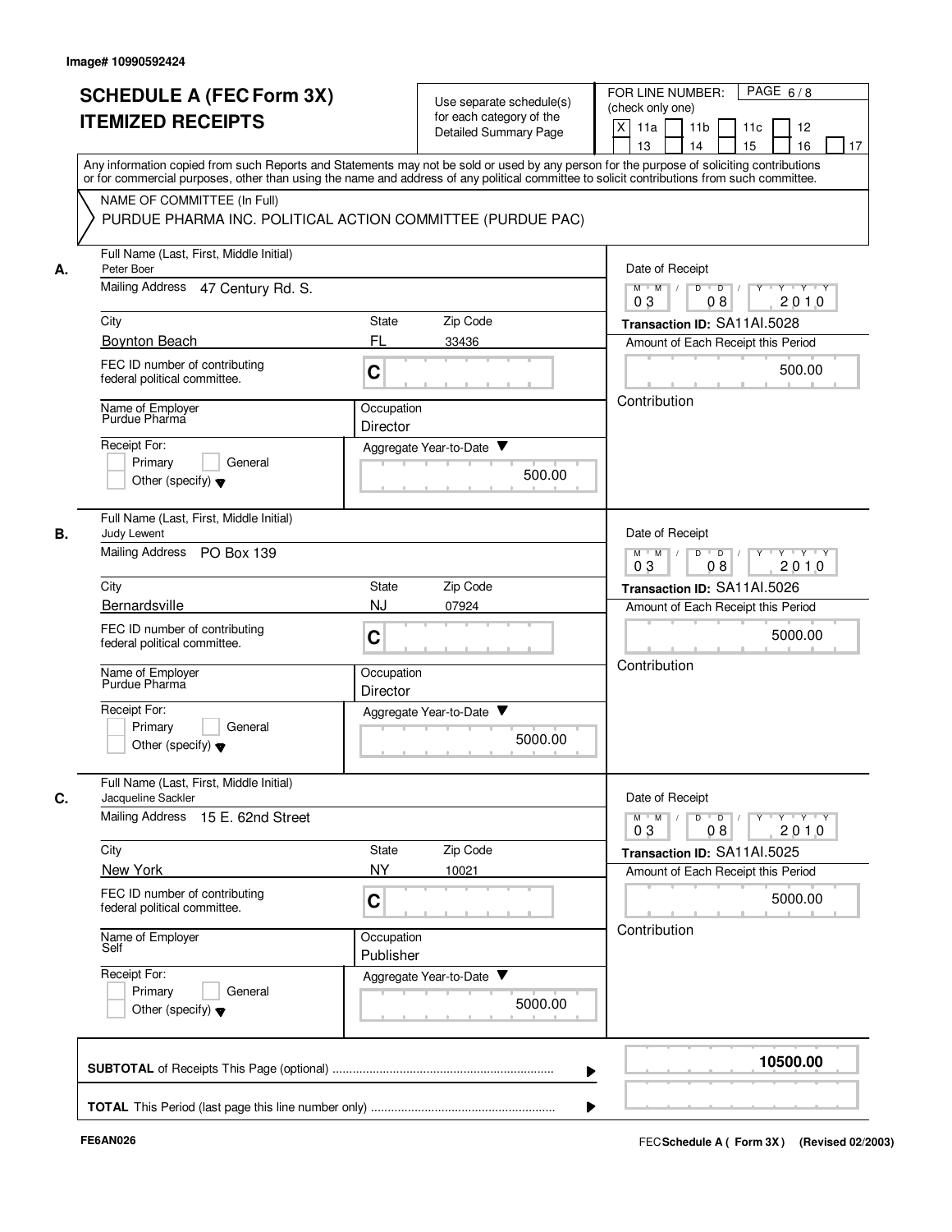Image# 10990592424

# SCHEDULE A (FEC Form 3X)
# ITEMIZED RECEIPTS

Use separate schedule(s) for each category of the Detailed Summary Page

FOR LINE NUMBER: (check only one)

- [X] 11a
- [ ] 11b
- [ ] 11c
- [ ] 12
- [ ] 13
- [ ] 14
- [ ] 15
- [ ] 16
- [ ] 17

PAGE 6 / 8

Any information copied from such Reports and Statements may not be sold or used by any person for the purpose of soliciting contributions or for commercial purposes, other than using the name and address of any political committee to solicit contributions from such committee.

NAME OF COMMITTEE (In Full)
PURDUE PHARMA INC. POLITICAL ACTION COMMITTEE (PURDUE PAC)

## A.

| Field | Value |
|---|---|
| Full Name (Last, First, Middle Initial) | Peter Boer |
| Mailing Address | 47 Century Rd. S. |
| City | Boynton Beach |
| State | FL |
| Zip Code | 33436 |
| FEC ID number of contributing federal political committee | C |
| Name of Employer | Purdue Pharma |
| Occupation | Director |
| Receipt For | Primary / General / Other (specify) |
| Aggregate Year-to-Date | 500.00 |
| Date of Receipt | 03 / 08 / 2010 |
| Transaction ID | SA11AI.5028 |
| Amount of Each Receipt this Period | 500.00 |
| | Contribution |

## B.

| Field | Value |
|---|---|
| Full Name (Last, First, Middle Initial) | Judy Lewent |
| Mailing Address | PO Box 139 |
| City | Bernardsville |
| State | NJ |
| Zip Code | 07924 |
| FEC ID number of contributing federal political committee | C |
| Name of Employer | Purdue Pharma |
| Occupation | Director |
| Receipt For | Primary / General / Other (specify) |
| Aggregate Year-to-Date | 5000.00 |
| Date of Receipt | 03 / 08 / 2010 |
| Transaction ID | SA11AI.5026 |
| Amount of Each Receipt this Period | 5000.00 |
| | Contribution |

## C.

| Field | Value |
|---|---|
| Full Name (Last, First, Middle Initial) | Jacqueline Sackler |
| Mailing Address | 15 E. 62nd Street |
| City | New York |
| State | NY |
| Zip Code | 10021 |
| FEC ID number of contributing federal political committee | C |
| Name of Employer | Self |
| Occupation | Publisher |
| Receipt For | Primary / General / Other (specify) |
| Aggregate Year-to-Date | 5000.00 |
| Date of Receipt | 03 / 08 / 2010 |
| Transaction ID | SA11AI.5025 |
| Amount of Each Receipt this Period | 5000.00 |
| | Contribution |

**SUBTOTAL** of Receipts This Page (optional) ........................................ **10500.00**

**TOTAL** This Period (last page this line number only) ........................................

FE6AN026

FEC **Schedule A ( Form 3X )** (Revised 02/2003)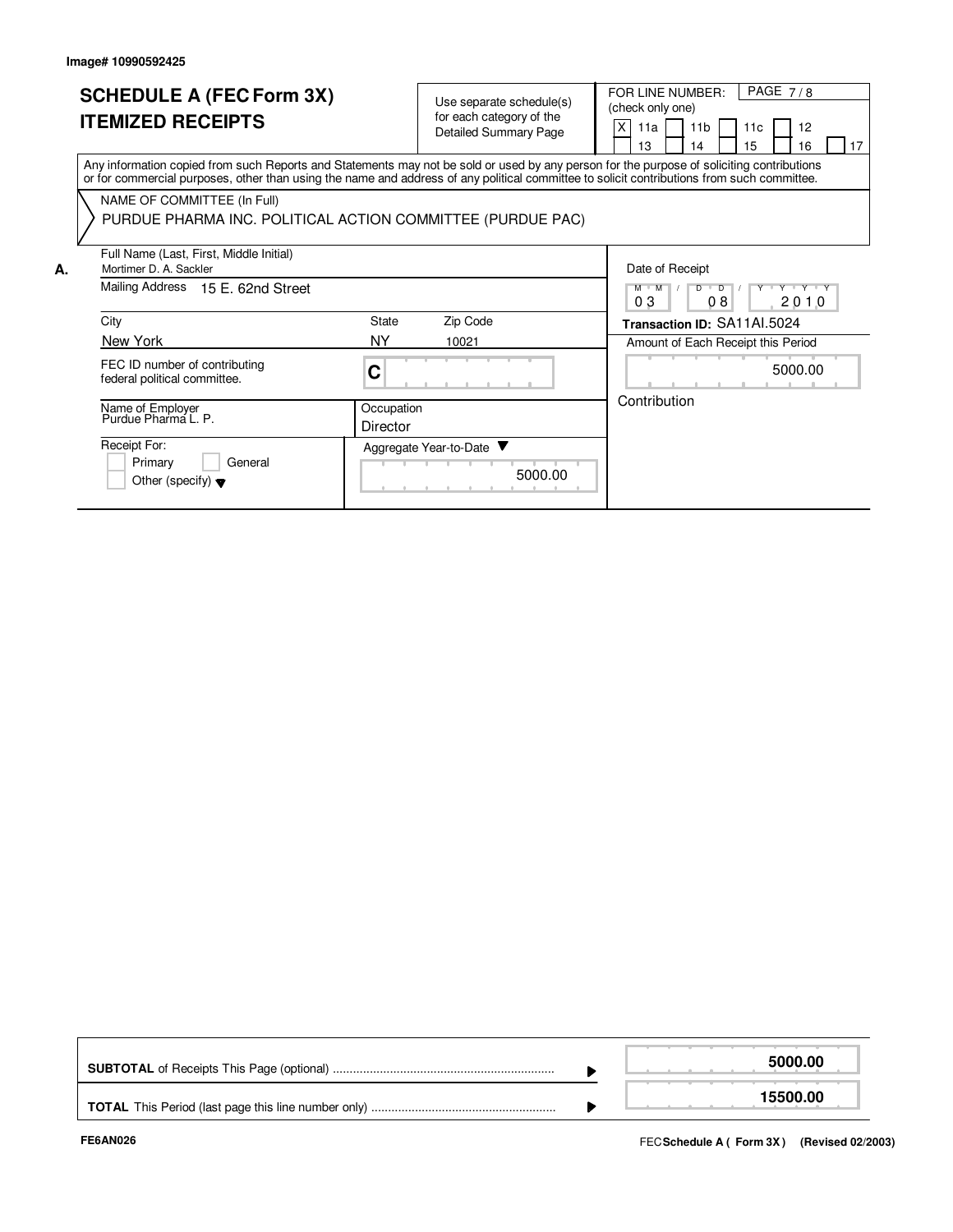Image# 10990592425

# SCHEDULE A (FEC Form 3X) ITEMIZED RECEIPTS

Use separate schedule(s) for each category of the Detailed Summary Page

FOR LINE NUMBER: (check only one)

[X] 11a [ ] 11b [ ] 11c [ ] 12 [ ] 13 [ ] 14 [ ] 15 [ ] 16 [ ] 17

Any information copied from such Reports and Statements may not be sold or used by any person for the purpose of soliciting contributions or for commercial purposes, other than using the name and address of any political committee to solicit contributions from such committee.

NAME OF COMMITTEE (In Full)

PURDUE PHARMA INC. POLITICAL ACTION COMMITTEE (PURDUE PAC)

**A.**

| Field | Value |
|---|---|
| Full Name (Last, First, Middle Initial) | Mortimer D. A. Sackler |
| Mailing Address | 15 E. 62nd Street |
| City | New York |
| State | NY |
| Zip Code | 10021 |
| FEC ID number of contributing federal political committee. | C |
| Name of Employer | Purdue Pharma L. P. |
| Occupation | Director |
| Receipt For: | [ ] Primary [ ] General [ ] Other (specify) |
| Aggregate Year-to-Date | 5000.00 |
| Date of Receipt | 03 / 08 / 2010 |
| Transaction ID | SA11AI.5024 |
| Amount of Each Receipt this Period | 5000.00 |
| | Contribution |

| | |
|---|---|
| **SUBTOTAL** of Receipts This Page (optional) | **5000.00** |
| **TOTAL** This Period (last page this line number only) | **15500.00** |

FE6AN026

FEC **Schedule A ( Form 3X )** (Revised 02/2003)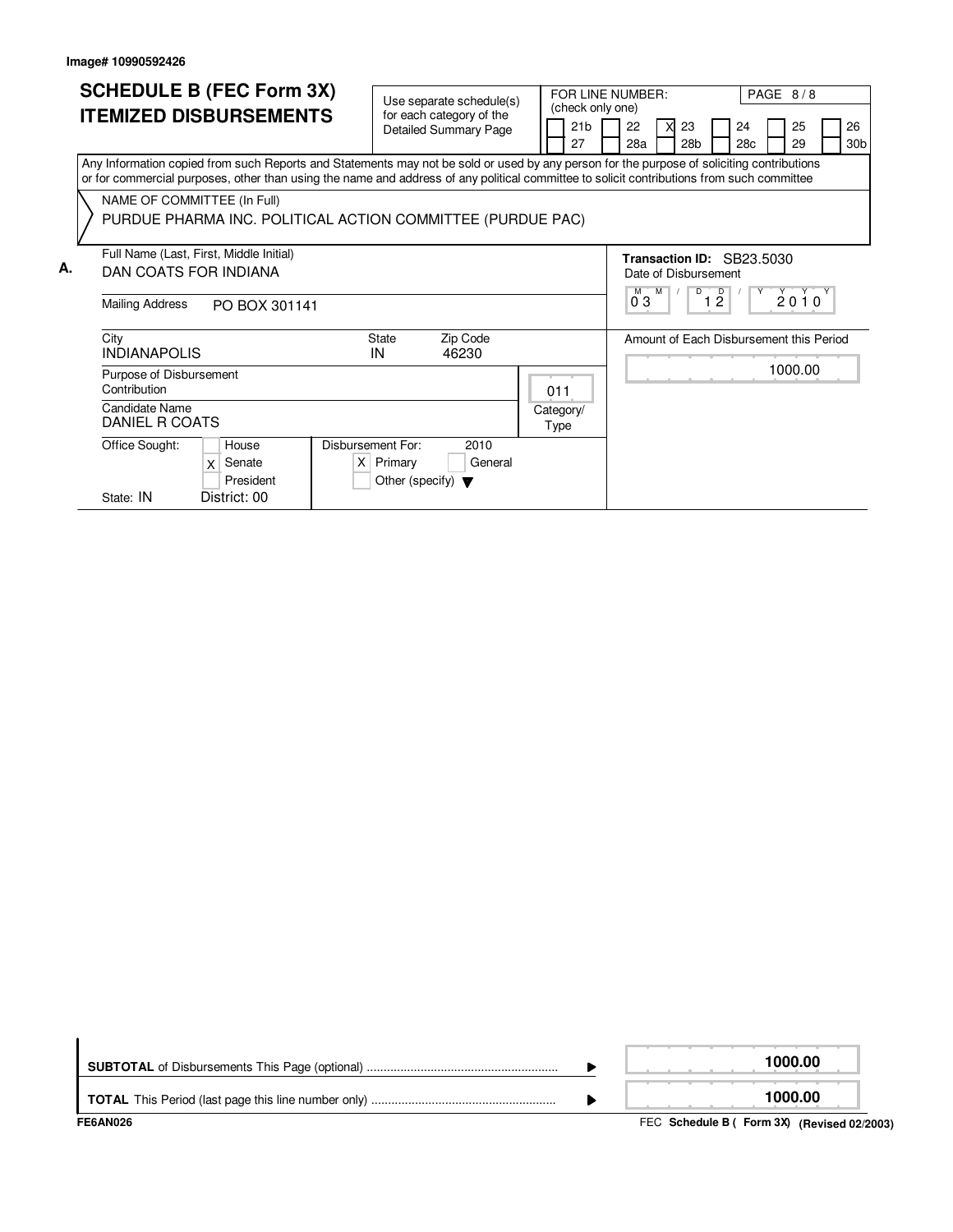Image# 10990592426

# SCHEDULE B (FEC Form 3X)
# ITEMIZED DISBURSEMENTS

Use separate schedule(s) for each category of the Detailed Summary Page

FOR LINE NUMBER: (check only one)

| | | | | | |
|---|---|---|---|---|---|
| [ ] 21b | [ ] 22 | [X] 23 | [ ] 24 | [ ] 25 | [ ] 26 |
| [ ] 27 | [ ] 28a | [ ] 28b | [ ] 28c | [ ] 29 | [ ] 30b |

Any Information copied from such Reports and Statements may not be sold or used by any person for the purpose of soliciting contributions or for commercial purposes, other than using the name and address of any political committee to solicit contributions from such committee

NAME OF COMMITTEE (In Full)
PURDUE PHARMA INC. POLITICAL ACTION COMMITTEE (PURDUE PAC)

**A.**

Full Name (Last, First, Middle Initial): DAN COATS FOR INDIANA

Mailing Address: PO BOX 301141

City: INDIANAPOLIS | State: IN | Zip Code: 46230

Purpose of Disbursement: Contribution

Category/Type: 011

Candidate Name: DANIEL R COATS

Office Sought: [ ] House [X] Senate [ ] President

State: IN District: 00

Disbursement For: 2010 [X] Primary [ ] General [ ] Other (specify)

**Transaction ID:** SB23.5030

Date of Disbursement: 03 / 12 / 2010

Amount of Each Disbursement this Period: 1000.00

| | |
|---|---|
| **SUBTOTAL** of Disbursements This Page (optional) | **1000.00** |
| **TOTAL** This Period (last page this line number only) | **1000.00** |

FE6AN026

FEC **Schedule B ( Form 3X) (Revised 02/2003)**